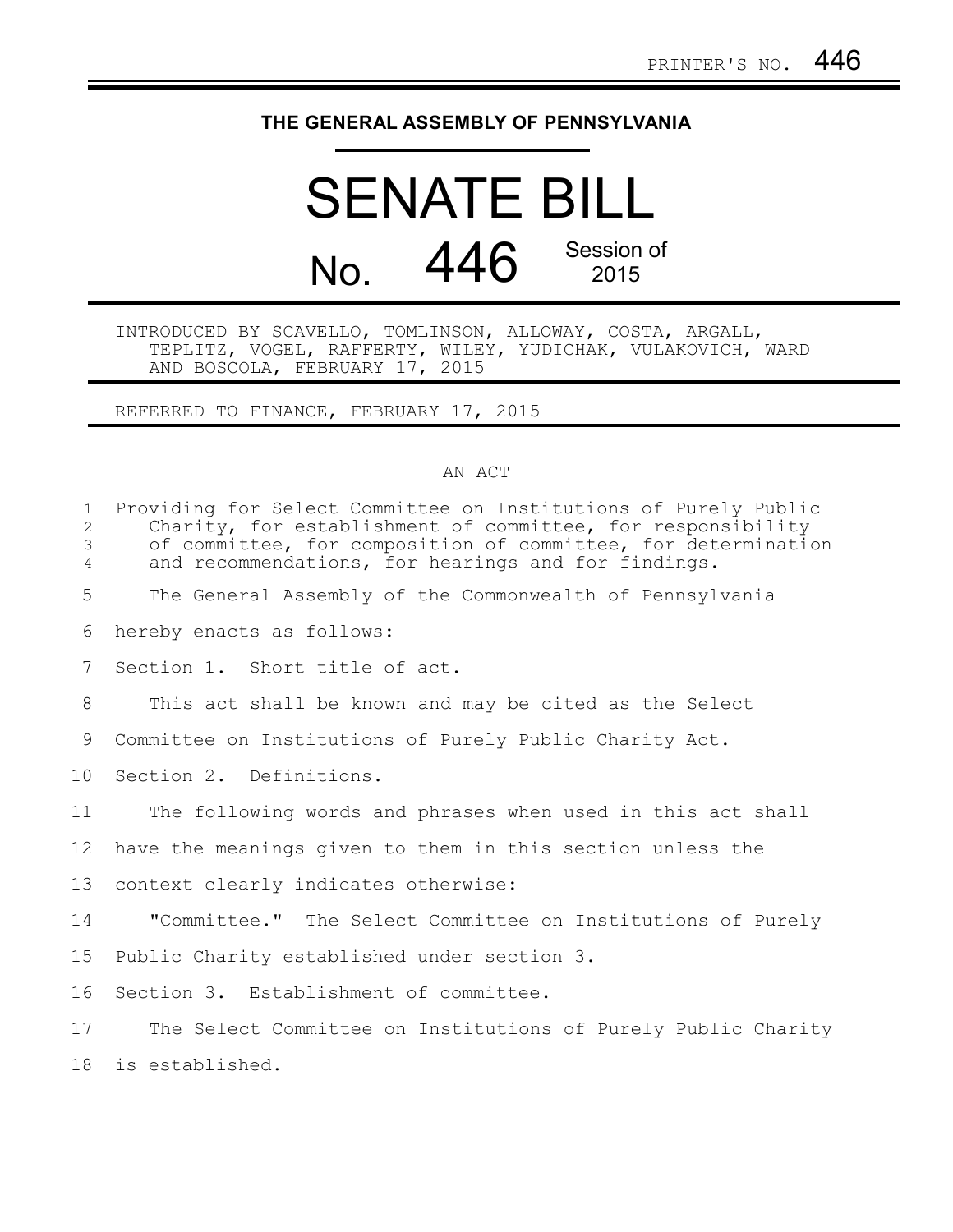PRINTER'S NO. 446

**THE GENERAL ASSEMBLY OF PENNSYLVANIA**

# SENATE BILL

## No. 446 Session of 2015

INTRODUCED BY SCAVELLO, TOMLINSON, ALLOWAY, COSTA, ARGALL, TEPLITZ, VOGEL, RAFFERTY, WILEY, YUDICHAK, VULAKOVICH, WARD AND BOSCOLA, FEBRUARY 17, 2015

REFERRED TO FINANCE, FEBRUARY 17, 2015

AN ACT

Providing for Select Committee on Institutions of Purely Public Charity, for establishment of committee, for responsibility of committee, for composition of committee, for determination and recommendations, for hearings and for findings.

The General Assembly of the Commonwealth of Pennsylvania hereby enacts as follows:

Section 1. Short title of act.

This act shall be known and may be cited as the Select Committee on Institutions of Purely Public Charity Act.

Section 2. Definitions.

The following words and phrases when used in this act shall have the meanings given to them in this section unless the context clearly indicates otherwise:

"Committee." The Select Committee on Institutions of Purely Public Charity established under section 3.

Section 3. Establishment of committee.

The Select Committee on Institutions of Purely Public Charity is established.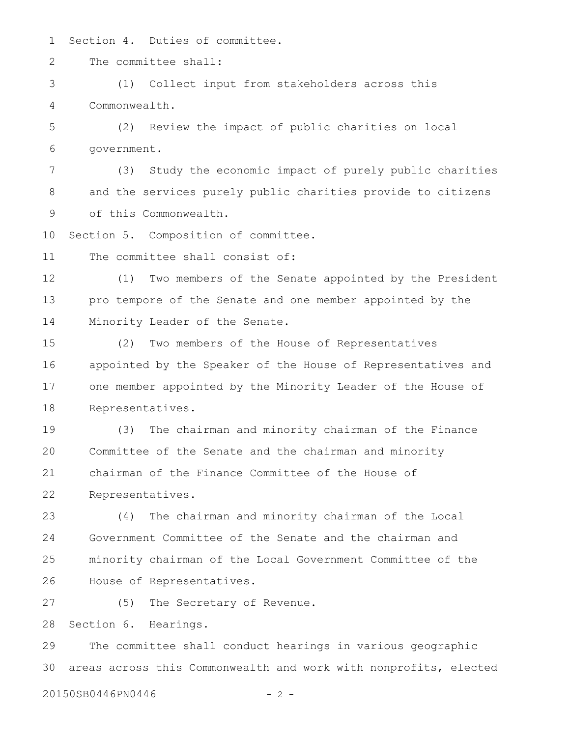Section 4. Duties of committee.

The committee shall:

(1) Collect input from stakeholders across this Commonwealth.

(2) Review the impact of public charities on local government.

(3) Study the economic impact of purely public charities and the services purely public charities provide to citizens of this Commonwealth.

Section 5. Composition of committee.

The committee shall consist of:

(1) Two members of the Senate appointed by the President pro tempore of the Senate and one member appointed by the Minority Leader of the Senate.

(2) Two members of the House of Representatives appointed by the Speaker of the House of Representatives and one member appointed by the Minority Leader of the House of Representatives.

(3) The chairman and minority chairman of the Finance Committee of the Senate and the chairman and minority chairman of the Finance Committee of the House of Representatives.

(4) The chairman and minority chairman of the Local Government Committee of the Senate and the chairman and minority chairman of the Local Government Committee of the House of Representatives.

(5) The Secretary of Revenue.

Section 6. Hearings.

The committee shall conduct hearings in various geographic areas across this Commonwealth and work with nonprofits, elected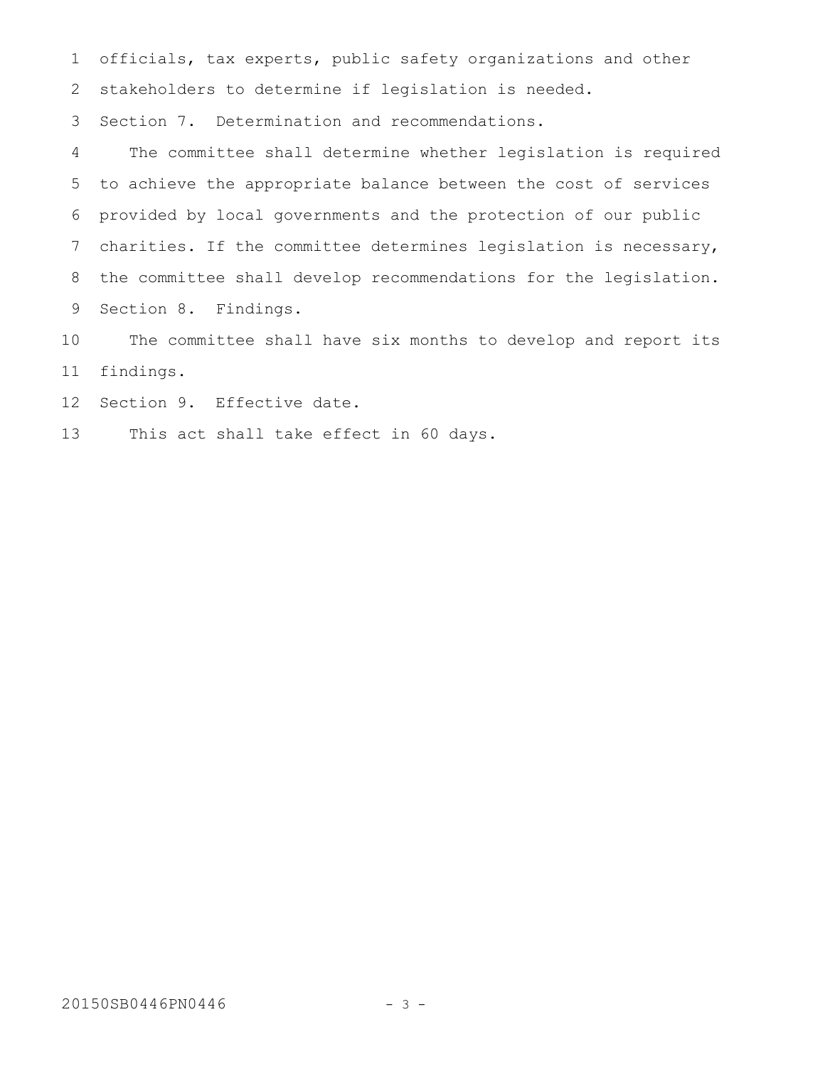officials, tax experts, public safety organizations and other stakeholders to determine if legislation is needed.

Section 7. Determination and recommendations.

The committee shall determine whether legislation is required to achieve the appropriate balance between the cost of services provided by local governments and the protection of our public charities. If the committee determines legislation is necessary, the committee shall develop recommendations for the legislation.

Section 8. Findings.

The committee shall have six months to develop and report its findings.

Section 9. Effective date.

This act shall take effect in 60 days.